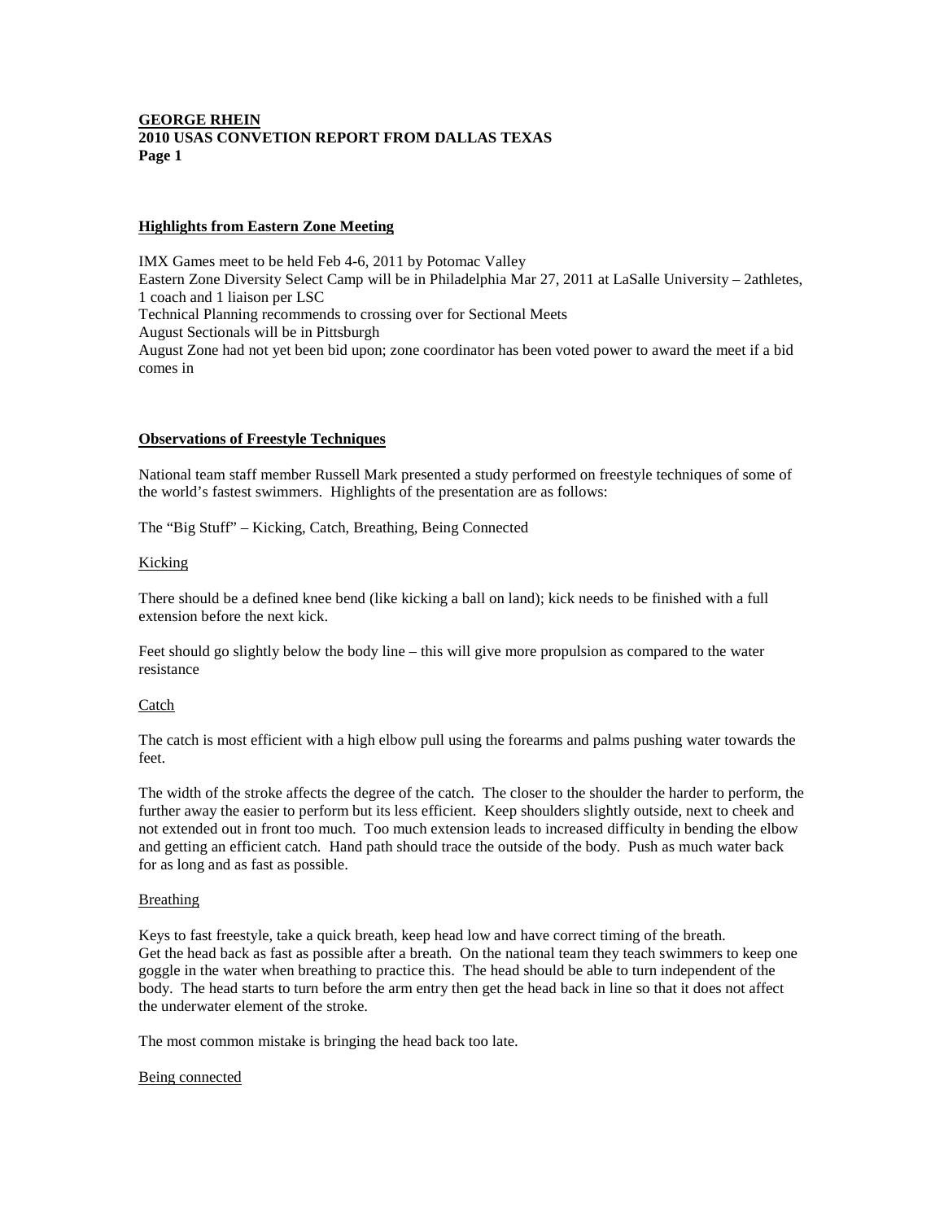**GEORGE RHEIN**
**2010 USAS CONVETION REPORT FROM DALLAS TEXAS**

## Highlights from Eastern Zone Meeting

IMX Games meet to be held Feb 4-6, 2011 by Potomac Valley
Eastern Zone Diversity Select Camp will be in Philadelphia Mar 27, 2011 at LaSalle University – 2athletes, 1 coach and 1 liaison per LSC
Technical Planning recommends to crossing over for Sectional Meets
August Sectionals will be in Pittsburgh
August Zone had not yet been bid upon; zone coordinator has been voted power to award the meet if a bid comes in

## Observations of Freestyle Techniques

National team staff member Russell Mark presented a study performed on freestyle techniques of some of the world's fastest swimmers. Highlights of the presentation are as follows:

The "Big Stuff" – Kicking, Catch, Breathing, Being Connected

### Kicking

There should be a defined knee bend (like kicking a ball on land); kick needs to be finished with a full extension before the next kick.

Feet should go slightly below the body line – this will give more propulsion as compared to the water resistance

### Catch

The catch is most efficient with a high elbow pull using the forearms and palms pushing water towards the feet.

The width of the stroke affects the degree of the catch. The closer to the shoulder the harder to perform, the further away the easier to perform but its less efficient. Keep shoulders slightly outside, next to cheek and not extended out in front too much. Too much extension leads to increased difficulty in bending the elbow and getting an efficient catch. Hand path should trace the outside of the body. Push as much water back for as long and as fast as possible.

### Breathing

Keys to fast freestyle, take a quick breath, keep head low and have correct timing of the breath.
Get the head back as fast as possible after a breath. On the national team they teach swimmers to keep one goggle in the water when breathing to practice this. The head should be able to turn independent of the body. The head starts to turn before the arm entry then get the head back in line so that it does not affect the underwater element of the stroke.

The most common mistake is bringing the head back too late.

### Being connected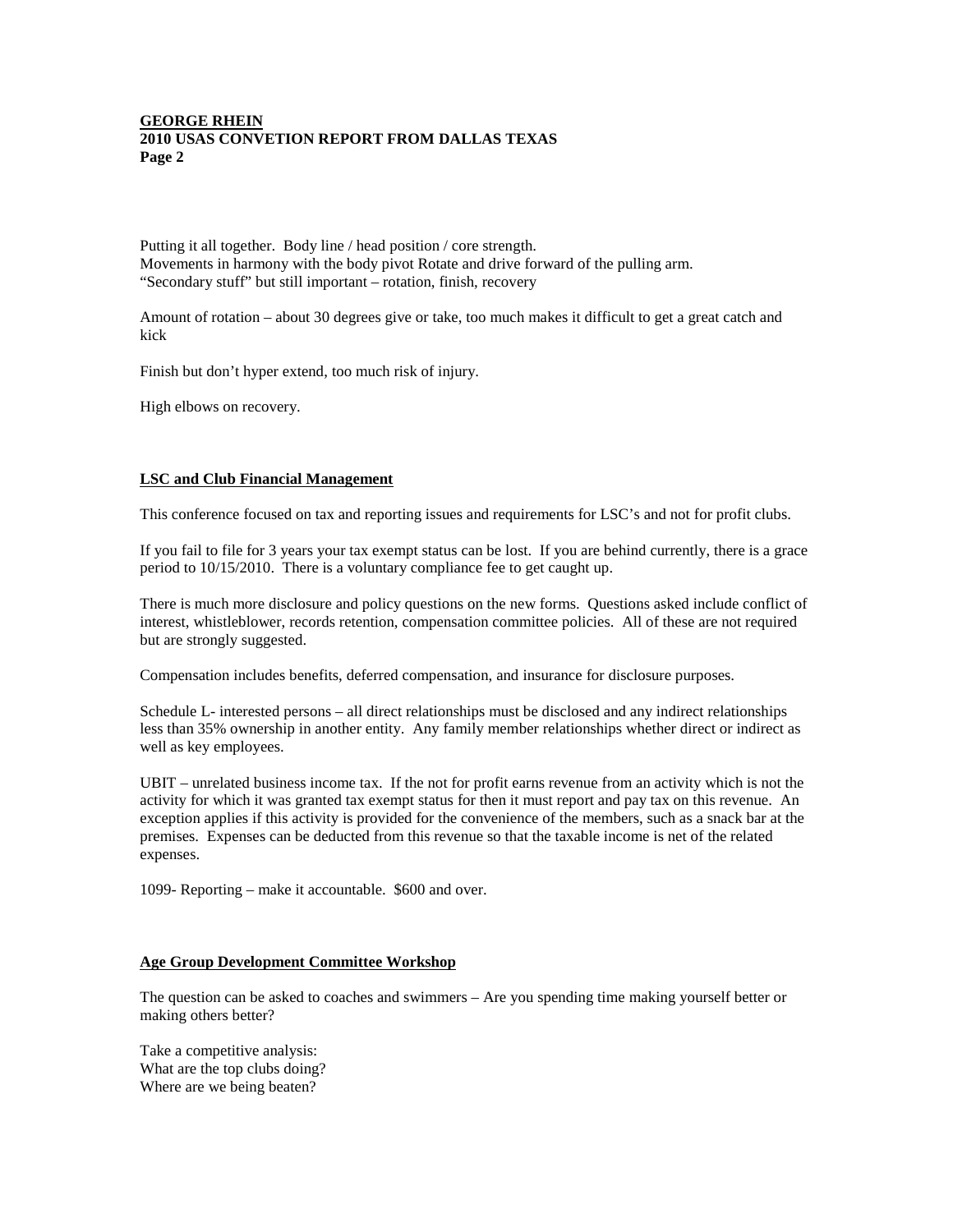Putting it all together. Body line / head position / core strength.
Movements in harmony with the body pivot Rotate and drive forward of the pulling arm.
"Secondary stuff" but still important – rotation, finish, recovery

Amount of rotation – about 30 degrees give or take, too much makes it difficult to get a great catch and kick

Finish but don't hyper extend, too much risk of injury.

High elbows on recovery.

## LSC and Club Financial Management

This conference focused on tax and reporting issues and requirements for LSC's and not for profit clubs.

If you fail to file for 3 years your tax exempt status can be lost. If you are behind currently, there is a grace period to 10/15/2010. There is a voluntary compliance fee to get caught up.

There is much more disclosure and policy questions on the new forms. Questions asked include conflict of interest, whistleblower, records retention, compensation committee policies. All of these are not required but are strongly suggested.

Compensation includes benefits, deferred compensation, and insurance for disclosure purposes.

Schedule L- interested persons – all direct relationships must be disclosed and any indirect relationships less than 35% ownership in another entity. Any family member relationships whether direct or indirect as well as key employees.

UBIT – unrelated business income tax. If the not for profit earns revenue from an activity which is not the activity for which it was granted tax exempt status for then it must report and pay tax on this revenue. An exception applies if this activity is provided for the convenience of the members, such as a snack bar at the premises. Expenses can be deducted from this revenue so that the taxable income is net of the related expenses.

1099- Reporting – make it accountable. $600 and over.

## Age Group Development Committee Workshop

The question can be asked to coaches and swimmers – Are you spending time making yourself better or making others better?

Take a competitive analysis:
What are the top clubs doing?
Where are we being beaten?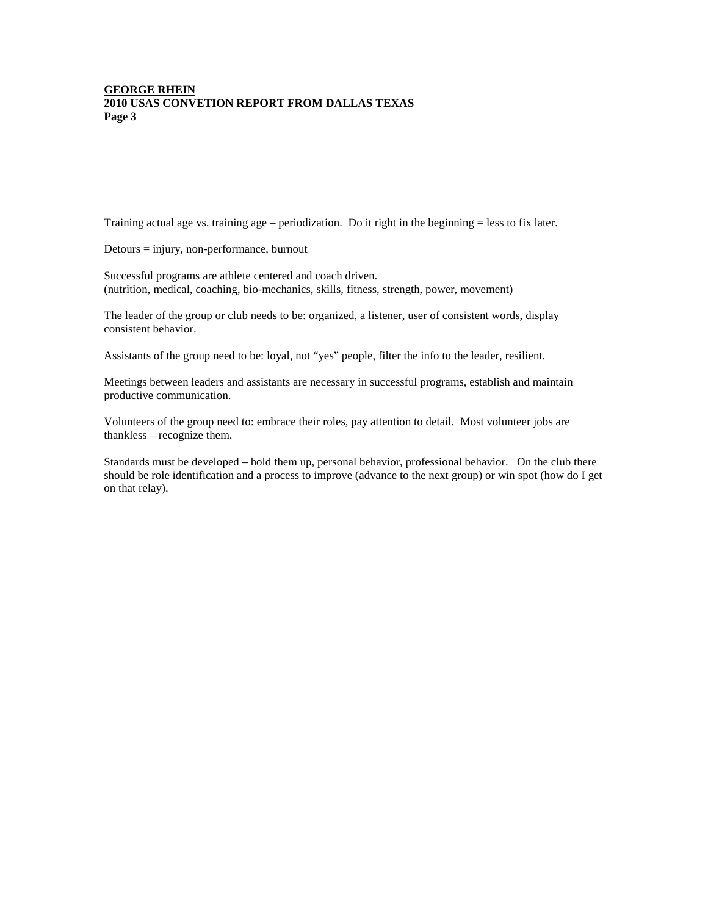Training actual age vs. training age – periodization. Do it right in the beginning = less to fix later.

Detours = injury, non-performance, burnout

Successful programs are athlete centered and coach driven.
(nutrition, medical, coaching, bio-mechanics, skills, fitness, strength, power, movement)

The leader of the group or club needs to be: organized, a listener, user of consistent words, display consistent behavior.

Assistants of the group need to be: loyal, not "yes" people, filter the info to the leader, resilient.

Meetings between leaders and assistants are necessary in successful programs, establish and maintain productive communication.

Volunteers of the group need to: embrace their roles, pay attention to detail. Most volunteer jobs are thankless – recognize them.

Standards must be developed – hold them up, personal behavior, professional behavior. On the club there should be role identification and a process to improve (advance to the next group) or win spot (how do I get on that relay).